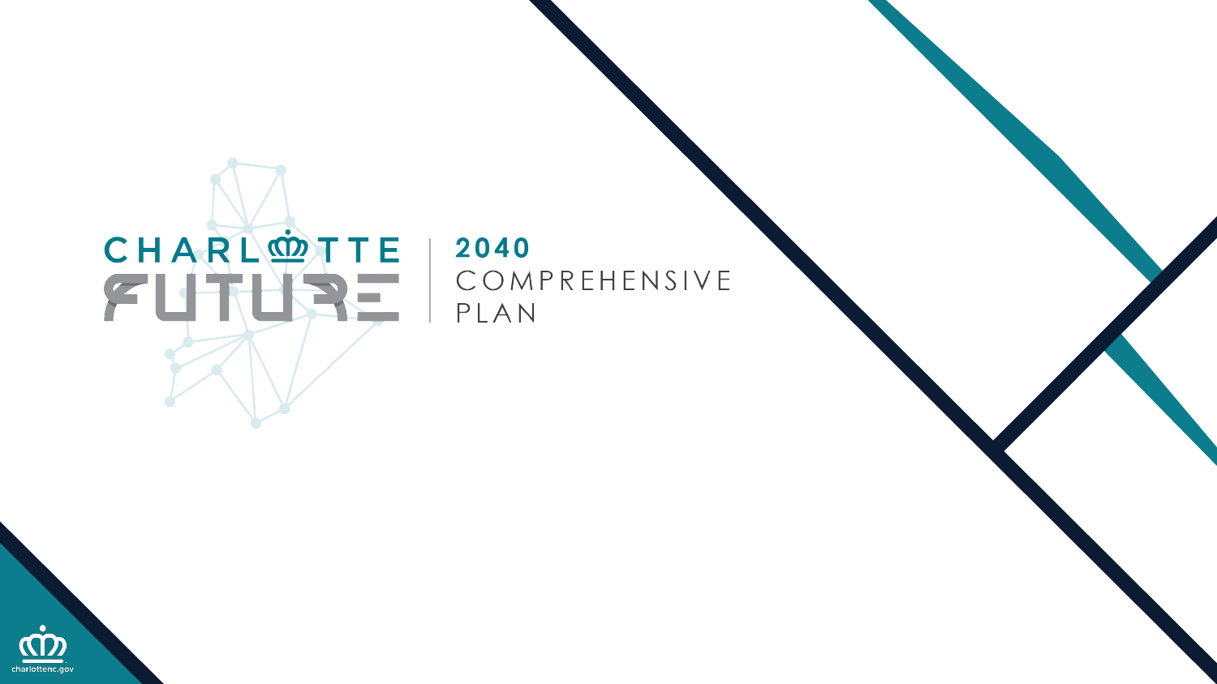# CHARLOTTE FUTURE

## 2040 COMPREHENSIVE PLAN

charlottenc.gov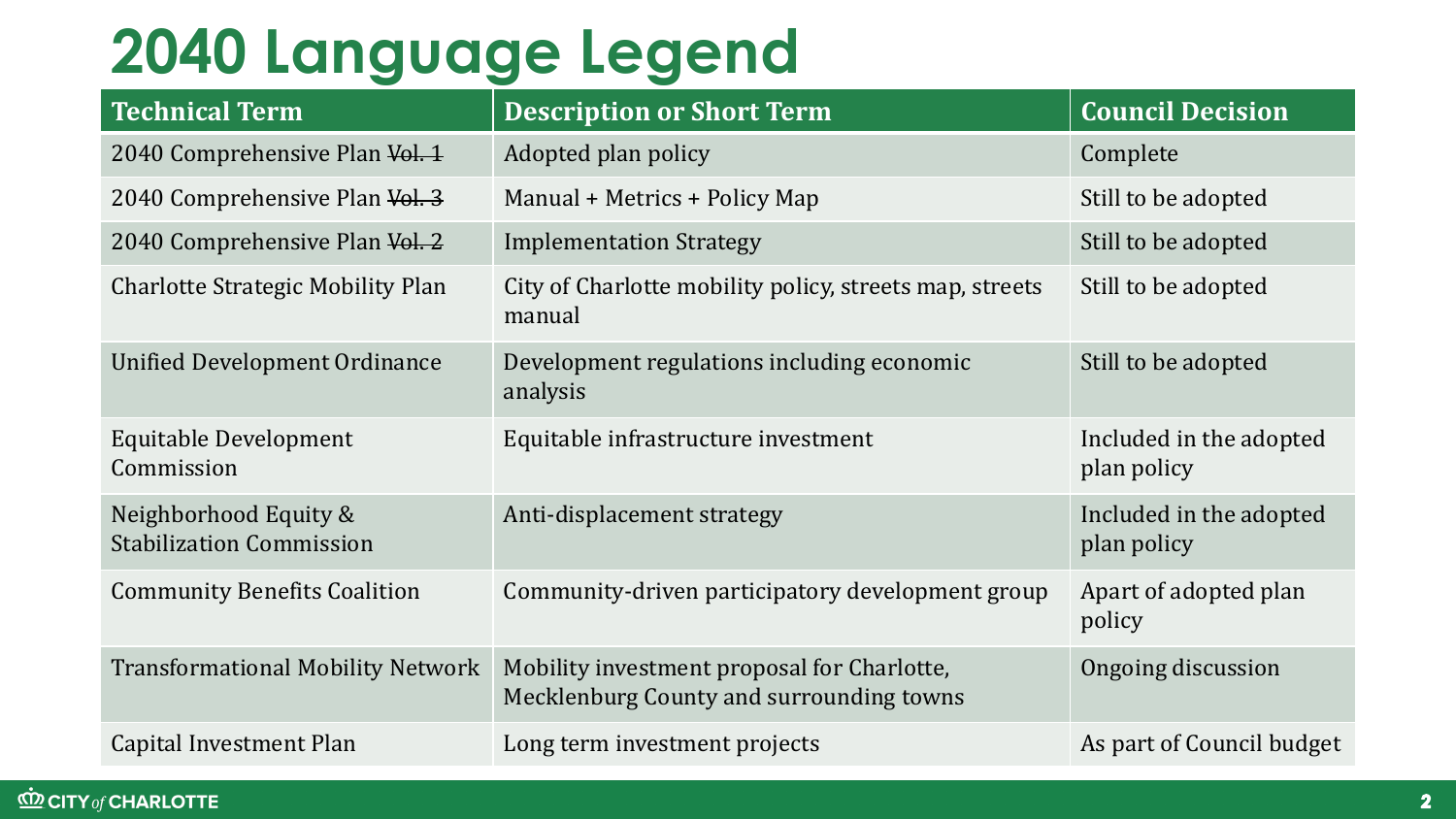# 2040 Language Legend

| Technical Term | Description or Short Term | Council Decision |
|---|---|---|
| 2040 Comprehensive Plan ~~Vol. 1~~ | Adopted plan policy | Complete |
| 2040 Comprehensive Plan ~~Vol. 3~~ | Manual + Metrics + Policy Map | Still to be adopted |
| 2040 Comprehensive Plan ~~Vol. 2~~ | Implementation Strategy | Still to be adopted |
| Charlotte Strategic Mobility Plan | City of Charlotte mobility policy, streets map, streets manual | Still to be adopted |
| Unified Development Ordinance | Development regulations including economic analysis | Still to be adopted |
| Equitable Development Commission | Equitable infrastructure investment | Included in the adopted plan policy |
| Neighborhood Equity & Stabilization Commission | Anti-displacement strategy | Included in the adopted plan policy |
| Community Benefits Coalition | Community-driven participatory development group | Apart of adopted plan policy |
| Transformational Mobility Network | Mobility investment proposal for Charlotte, Mecklenburg County and surrounding towns | Ongoing discussion |
| Capital Investment Plan | Long term investment projects | As part of Council budget |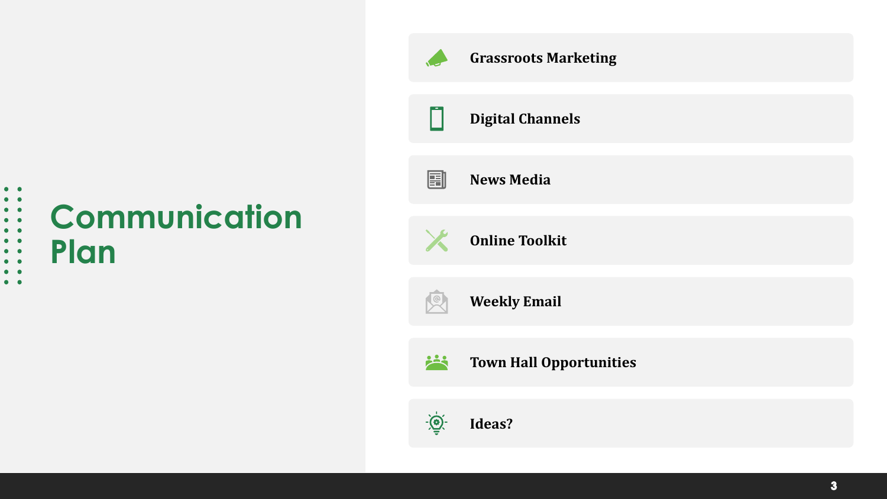# Communication Plan

- **Grassroots Marketing**
- **Digital Channels**
- **News Media**
- **Online Toolkit**
- **Weekly Email**
- **Town Hall Opportunities**
- **Ideas?**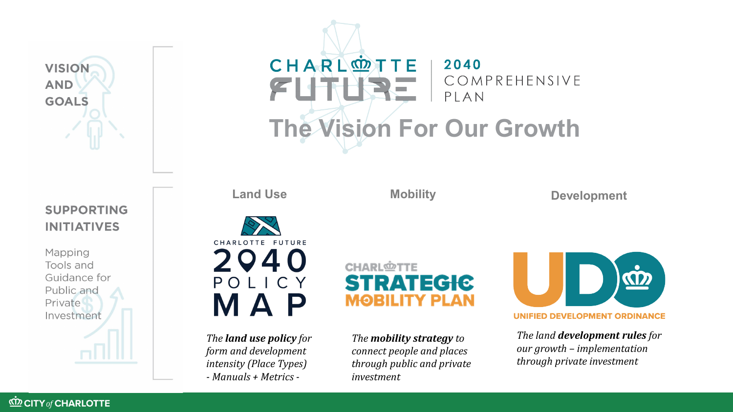## VISION AND GOALS

# CHARLOTTE FUTURE 2040 COMPREHENSIVE PLAN

## The Vision For Our Growth

## SUPPORTING INITIATIVES

Mapping Tools and Guidance for Public and Private Investment

### Land Use

CHARLOTTE FUTURE 2040 POLICY MAP

*The **land use policy** for form and development intensity (Place Types) - Manuals + Metrics -*

### Mobility

CHARLOTTE STRATEGIC MOBILITY PLAN

*The **mobility strategy** to connect people and places through public and private investment*

### Development

UDO UNIFIED DEVELOPMENT ORDINANCE

*The land **development rules** for our growth – implementation through private investment*

CITY of CHARLOTTE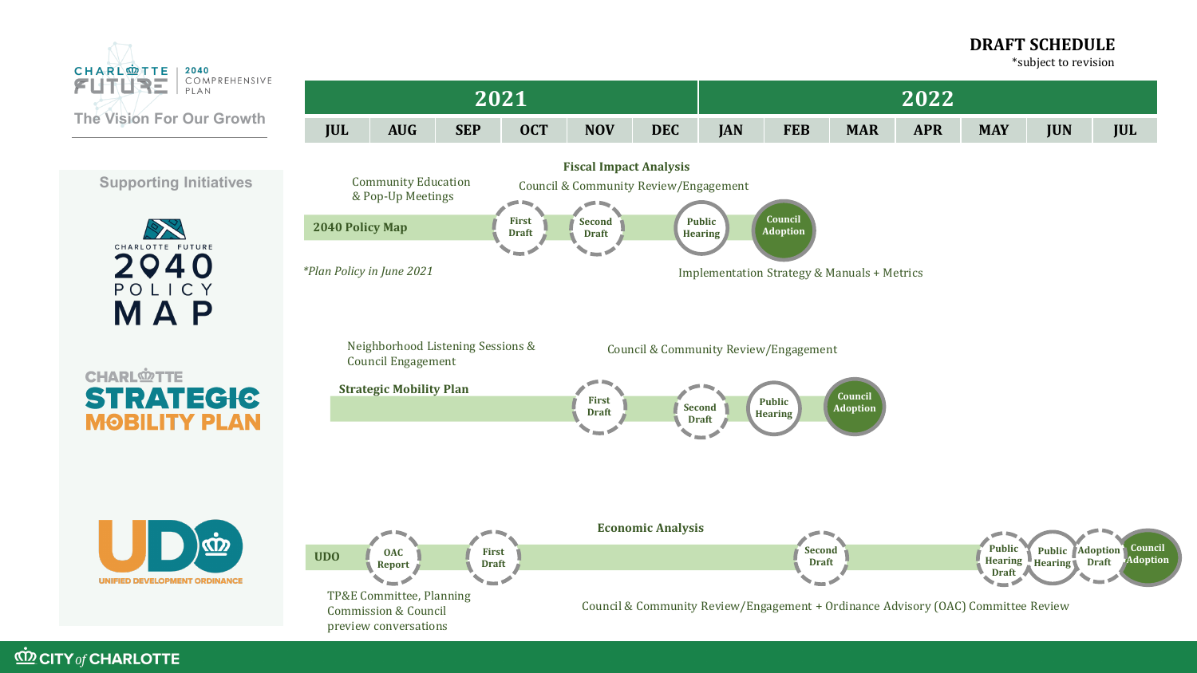**DRAFT SCHEDULE**
*subject to revision

CHARLOTTE FUTURE 2040 COMPREHENSIVE PLAN

The Vision For Our Growth

| 2021 | | | | | | 2022 | | | | | | |
|---|---|---|---|---|---|---|---|---|---|---|---|---|
| JUL | AUG | SEP | OCT | NOV | DEC | JAN | FEB | MAR | APR | MAY | JUN | JUL |

## Supporting Initiatives

### CHARLOTTE FUTURE 2040 POLICY MAP

**2040 Policy Map**

Community Education & Pop-Up Meetings

**Fiscal Impact Analysis**

Council & Community Review/Engagement

First Draft

Second Draft

Public Hearing

Council Adoption

*Plan Policy in June 2021*

Implementation Strategy & Manuals + Metrics

### CHARLOTTE STRATEGIC MOBILITY PLAN

**Strategic Mobility Plan**

Neighborhood Listening Sessions & Council Engagement

Council & Community Review/Engagement

First Draft

Second Draft

Public Hearing

Council Adoption

### UDO UNIFIED DEVELOPMENT ORDINANCE

**UDO**

OAC Report

First Draft

**Economic Analysis**

Second Draft

Public Hearing Draft

Public Hearing

Adoption Draft

Council Adoption

TP&E Committee, Planning Commission & Council preview conversations

Council & Community Review/Engagement + Ordinance Advisory (OAC) Committee Review

CITY of CHARLOTTE